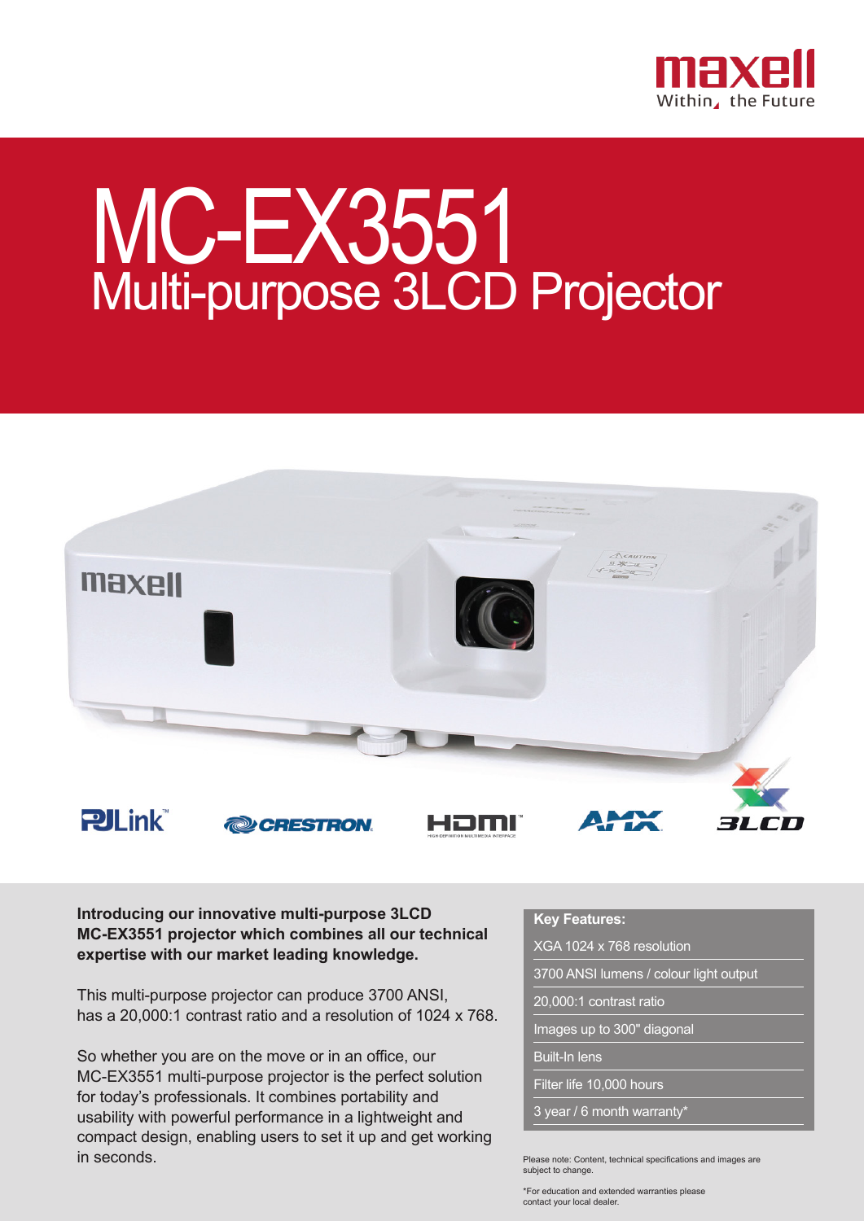maxell
Within the Future

# MC-EX3551
## Multi-purpose 3LCD Projector

PJLink™ CRESTRON HDMI™ AMX 3LCD

**Introducing our innovative multi-purpose 3LCD MC-EX3551 projector which combines all our technical expertise with our market leading knowledge.**

This multi-purpose projector can produce 3700 ANSI, has a 20,000:1 contrast ratio and a resolution of 1024 x 768.

So whether you are on the move or in an office, our MC-EX3551 multi-purpose projector is the perfect solution for today's professionals. It combines portability and usability with powerful performance in a lightweight and compact design, enabling users to set it up and get working in seconds.

**Key Features:**

- XGA 1024 x 768 resolution
- 3700 ANSI lumens / colour light output
- 20,000:1 contrast ratio
- Images up to 300" diagonal
- Built-In lens
- Filter life 10,000 hours
- 3 year / 6 month warranty*

Please note: Content, technical specifications and images are subject to change.

*For education and extended warranties please contact your local dealer.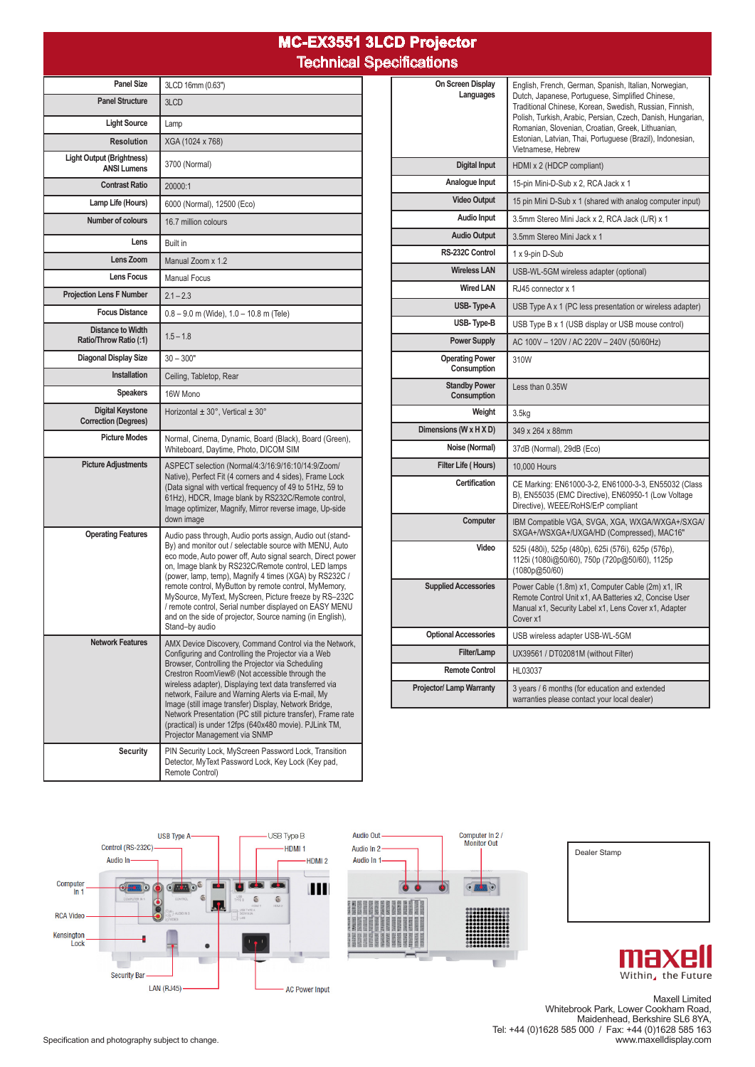# MC-EX3551 3LCD Projector
## Technical Specifications

| | |
|---|---|
| Panel Size | 3LCD 16mm (0.63") |
| Panel Structure | 3LCD |
| Light Source | Lamp |
| Resolution | XGA (1024 x 768) |
| Light Output (Brightness) ANSI Lumens | 3700 (Normal) |
| Contrast Ratio | 20000:1 |
| Lamp Life (Hours) | 6000 (Normal), 12500 (Eco) |
| Number of colours | 16.7 million colours |
| Lens | Built in |
| Lens Zoom | Manual Zoom x 1.2 |
| Lens Focus | Manual Focus |
| Projection Lens F Number | 2.1 – 2.3 |
| Focus Distance | 0.8 – 9.0 m (Wide), 1.0 – 10.8 m (Tele) |
| Distance to Width Ratio/Throw Ratio (:1) | 1.5 – 1.8 |
| Diagonal Display Size | 30 – 300" |
| Installation | Ceiling, Tabletop, Rear |
| Speakers | 16W Mono |
| Digital Keystone Correction (Degrees) | Horizontal ± 30°, Vertical ± 30° |
| Picture Modes | Normal, Cinema, Dynamic, Board (Black), Board (Green), Whiteboard, Daytime, Photo, DICOM SIM |
| Picture Adjustments | ASPECT selection (Normal/4:3/16:9/16:10/14:9/Zoom/ Native), Perfect Fit (4 corners and 4 sides), Frame Lock (Data signal with vertical frequency of 49 to 51Hz, 59 to 61Hz), HDCR, Image blank by RS232C/Remote control, Image optimizer, Magnify, Mirror reverse image, Up-side down image |
| Operating Features | Audio pass through, Audio ports assign, Audio out (stand-By) and monitor out / selectable source with MENU, Auto eco mode, Auto power off, Auto signal search, Direct power on, Image blank by RS232C/remote control, LED lamps (power, lamp, temp), Magnify 4 times (XGA) by RS232C / remote control, MyButton by remote control, MyMemory, MySource, MyText, MyScreen, Picture freeze by RS–232C / remote control, Serial number displayed on EASY MENU and on the side of projector, Source naming (in English), Stand–by audio |
| Network Features | AMX Device Discovery, Command Control via the Network, Configuring and Controlling the Projector via a Web Browser, Controlling the Projector via Scheduling Crestron RoomView® (Not accessible through the wireless adapter), Displaying text data transferred via network, Failure and Warning Alerts via E-mail, My Image (still image transfer) Display, Network Bridge, Network Presentation (PC still picture transfer), Frame rate (practical) is under 12fps (640x480 movie). PJLink TM, Projector Management via SNMP |
| Security | PIN Security Lock, MyScreen Password Lock, Transition Detector, MyText Password Lock, Key Lock (Key pad, Remote Control) |
| On Screen Display Languages | English, French, German, Spanish, Italian, Norwegian, Dutch, Japanese, Portuguese, Simplified Chinese, Traditional Chinese, Korean, Swedish, Russian, Finnish, Polish, Turkish, Arabic, Persian, Czech, Danish, Hungarian, Romanian, Slovenian, Croatian, Greek, Lithuanian, Estonian, Latvian, Thai, Portuguese (Brazil), Indonesian, Vietnamese, Hebrew |
| Digital Input | HDMI x 2 (HDCP compliant) |
| Analogue Input | 15-pin Mini-D-Sub x 2, RCA Jack x 1 |
| Video Output | 15 pin Mini D-Sub x 1 (shared with analog computer input) |
| Audio Input | 3.5mm Stereo Mini Jack x 2, RCA Jack (L/R) x 1 |
| Audio Output | 3.5mm Stereo Mini Jack x 1 |
| RS-232C Control | 1 x 9-pin D-Sub |
| Wireless LAN | USB-WL-5GM wireless adapter (optional) |
| Wired LAN | RJ45 connector x 1 |
| USB- Type-A | USB Type A x 1 (PC less presentation or wireless adapter) |
| USB- Type-B | USB Type B x 1 (USB display or USB mouse control) |
| Power Supply | AC 100V – 120V / AC 220V – 240V (50/60Hz) |
| Operating Power Consumption | 310W |
| Standby Power Consumption | Less than 0.35W |
| Weight | 3.5kg |
| Dimensions (W x H X D) | 349 x 264 x 88mm |
| Noise (Normal) | 37dB (Normal), 29dB (Eco) |
| Filter Life ( Hours) | 10,000 Hours |
| Certification | CE Marking: EN61000-3-2, EN61000-3-3, EN55032 (Class B), EN55035 (EMC Directive), EN60950-1 (Low Voltage Directive), WEEE/RoHS/ErP compliant |
| Computer | IBM Compatible VGA, SVGA, XGA, WXGA/WXGA+/SXGA/ SXGA+/WSXGA+/UXGA/HD (Compressed), MAC16" |
| Video | 525i (480i), 525p (480p), 625i (576i), 625p (576p), 1125i (1080i@50/60), 750p (720p@50/60), 1125p (1080p@50/60) |
| Supplied Accessories | Power Cable (1.8m) x1, Computer Cable (2m) x1, IR Remote Control Unit x1, AA Batteries x2, Concise User Manual x1, Security Label x1, Lens Cover x1, Adapter Cover x1 |
| Optional Accessories | USB wireless adapter USB-WL-5GM |
| Filter/Lamp | UX39561 / DT02081M (without Filter) |
| Remote Control | HL03037 |
| Projector/ Lamp Warranty | 3 years / 6 months (for education and extended warranties please contact your local dealer) |

USB Type A
USB Type B
Control (RS-232C)
HDMI 1
Audio In
HDMI 2
Computer In 1
RCA Video
Kensington Lock
Security Bar
LAN (RJ45)
AC Power Input

Audio Out
Audio In 2
Audio In 1
Computer In 2 / Monitor Out

Dealer Stamp

maxell
Within, the Future

Maxell Limited
Whitebrook Park, Lower Cookham Road,
Maidenhead, Berkshire SL6 8YA,
Tel: +44 (0)1628 585 000 / Fax: +44 (0)1628 585 163
www.maxelldisplay.com

Specification and photography subject to change.